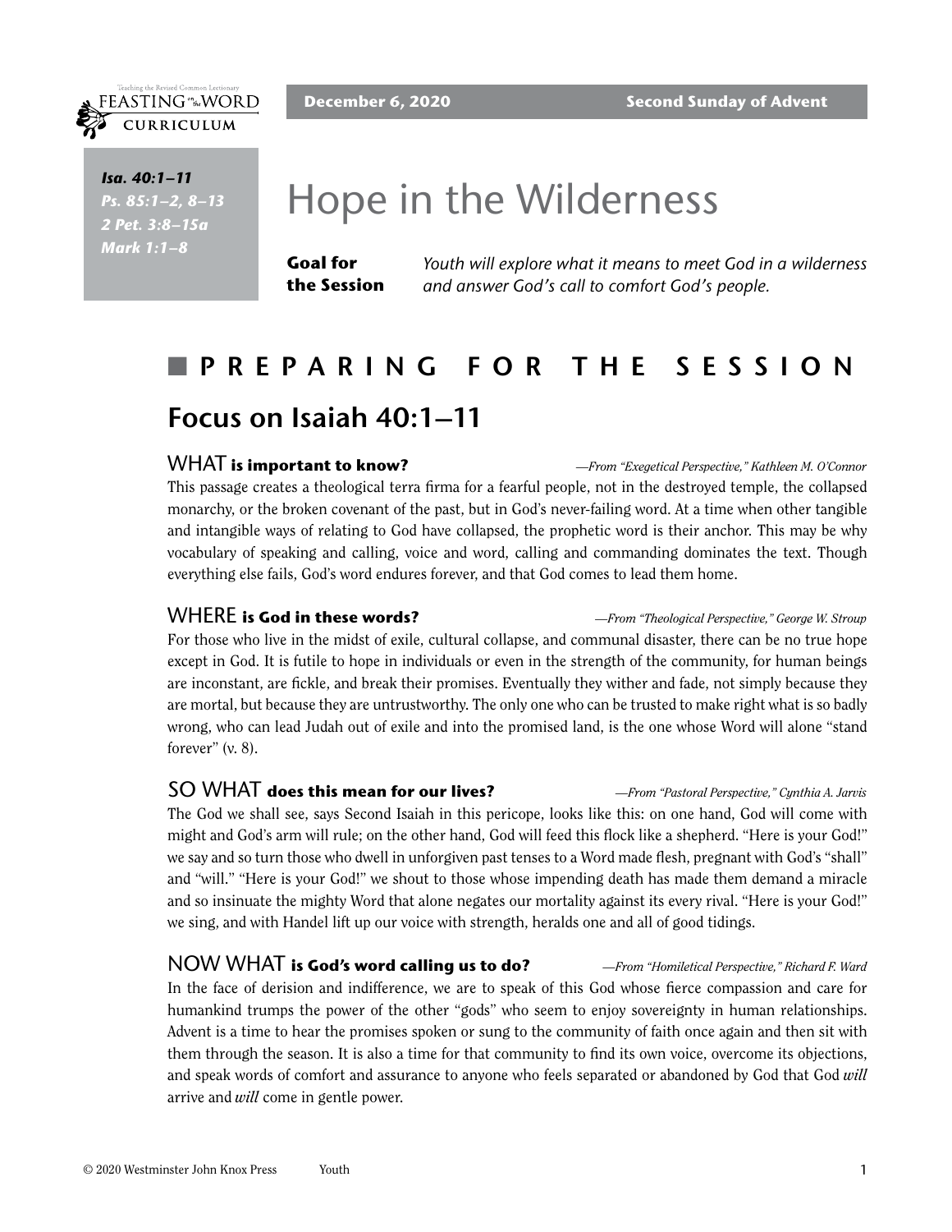Teaching the Revised Common Lectionary
FEASTING on the WORD
CURRICULUM

**December 6, 2020** **Second Sunday of Advent**

***Isa. 40:1–11***
***Ps. 85:1–2, 8–13***
***2 Pet. 3:8–15a***
***Mark 1:1–8***

# Hope in the Wilderness

**Goal for the Session** *Youth will explore what it means to meet God in a wilderness and answer God's call to comfort God's people.*

## PREPARING FOR THE SESSION

## Focus on Isaiah 40:1–11

### WHAT **is important to know?**

*—From "Exegetical Perspective," Kathleen M. O'Connor*

This passage creates a theological terra firma for a fearful people, not in the destroyed temple, the collapsed monarchy, or the broken covenant of the past, but in God's never-failing word. At a time when other tangible and intangible ways of relating to God have collapsed, the prophetic word is their anchor. This may be why vocabulary of speaking and calling, voice and word, calling and commanding dominates the text. Though everything else fails, God's word endures forever, and that God comes to lead them home.

### WHERE **is God in these words?**

*—From "Theological Perspective," George W. Stroup*

For those who live in the midst of exile, cultural collapse, and communal disaster, there can be no true hope except in God. It is futile to hope in individuals or even in the strength of the community, for human beings are inconstant, are fickle, and break their promises. Eventually they wither and fade, not simply because they are mortal, but because they are untrustworthy. The only one who can be trusted to make right what is so badly wrong, who can lead Judah out of exile and into the promised land, is the one whose Word will alone "stand forever" (v. 8).

### SO WHAT **does this mean for our lives?**

*—From "Pastoral Perspective," Cynthia A. Jarvis*

The God we shall see, says Second Isaiah in this pericope, looks like this: on one hand, God will come with might and God's arm will rule; on the other hand, God will feed this flock like a shepherd. "Here is your God!" we say and so turn those who dwell in unforgiven past tenses to a Word made flesh, pregnant with God's "shall" and "will." "Here is your God!" we shout to those whose impending death has made them demand a miracle and so insinuate the mighty Word that alone negates our mortality against its every rival. "Here is your God!" we sing, and with Handel lift up our voice with strength, heralds one and all of good tidings.

### NOW WHAT **is God's word calling us to do?**

*—From "Homiletical Perspective," Richard F. Ward*

In the face of derision and indifference, we are to speak of this God whose fierce compassion and care for humankind trumps the power of the other "gods" who seem to enjoy sovereignty in human relationships. Advent is a time to hear the promises spoken or sung to the community of faith once again and then sit with them through the season. It is also a time for that community to find its own voice, overcome its objections, and speak words of comfort and assurance to anyone who feels separated or abandoned by God that God *will* arrive and *will* come in gentle power.

© 2020 Westminster John Knox Press Youth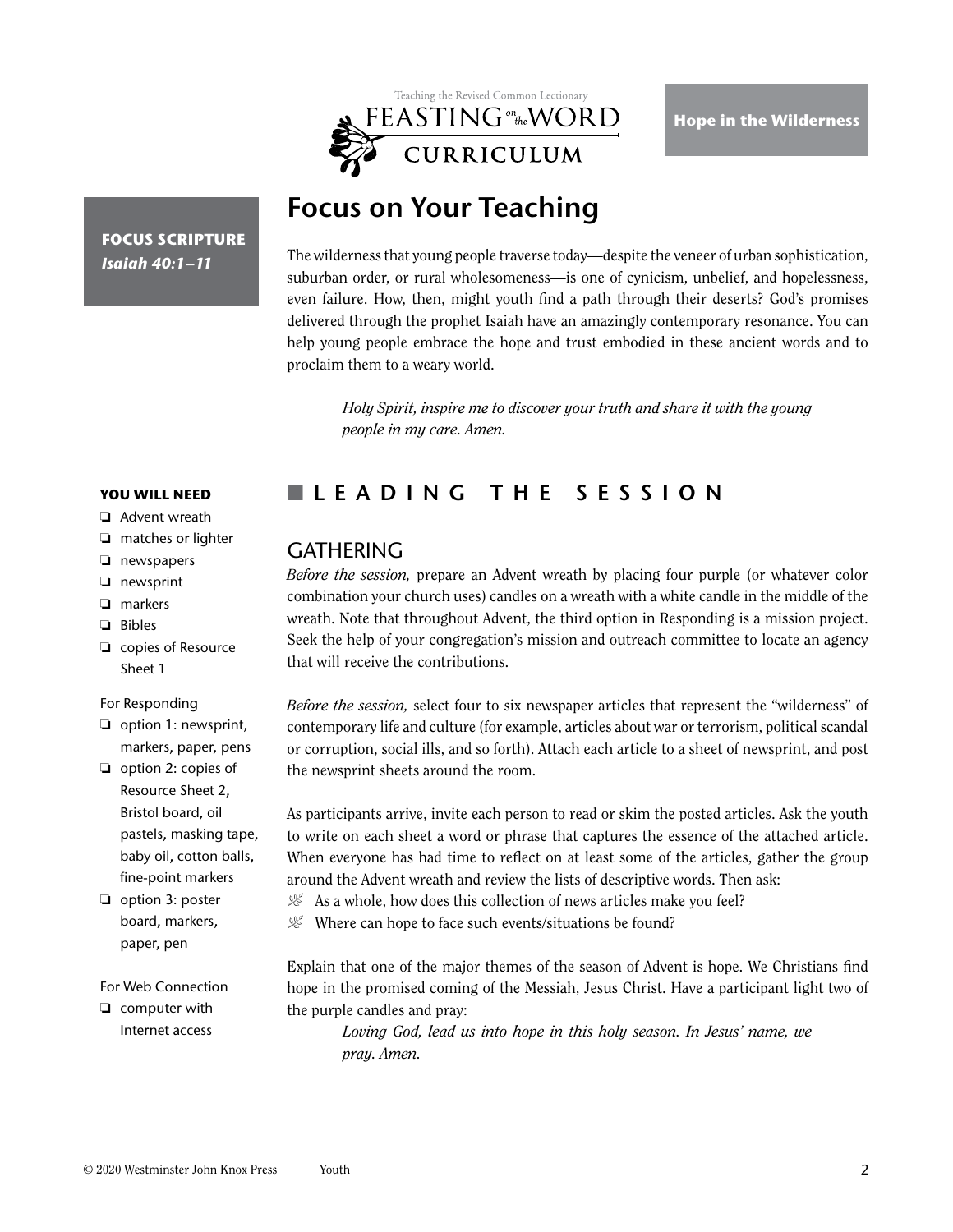**Hope in the Wilderness**

**FOCUS SCRIPTURE**
***Isaiah 40:1–11***

# Focus on Your Teaching

The wilderness that young people traverse today—despite the veneer of urban sophistication, suburban order, or rural wholesomeness—is one of cynicism, unbelief, and hopelessness, even failure. How, then, might youth find a path through their deserts? God's promises delivered through the prophet Isaiah have an amazingly contemporary resonance. You can help young people embrace the hope and trust embodied in these ancient words and to proclaim them to a weary world.

> *Holy Spirit, inspire me to discover your truth and share it with the young people in my care. Amen.*

**YOU WILL NEED**

- ❏ Advent wreath
- ❏ matches or lighter
- ❏ newspapers
- ❏ newsprint
- ❏ markers
- ❏ Bibles
- ❏ copies of Resource Sheet 1

For Responding

- ❏ option 1: newsprint, markers, paper, pens
- ❏ option 2: copies of Resource Sheet 2, Bristol board, oil pastels, masking tape, baby oil, cotton balls, fine-point markers
- ❏ option 3: poster board, markers, paper, pen

For Web Connection

- ❏ computer with Internet access

## LEADING THE SESSION

### GATHERING

*Before the session,* prepare an Advent wreath by placing four purple (or whatever color combination your church uses) candles on a wreath with a white candle in the middle of the wreath. Note that throughout Advent, the third option in Responding is a mission project. Seek the help of your congregation's mission and outreach committee to locate an agency that will receive the contributions.

*Before the session,* select four to six newspaper articles that represent the "wilderness" of contemporary life and culture (for example, articles about war or terrorism, political scandal or corruption, social ills, and so forth). Attach each article to a sheet of newsprint, and post the newsprint sheets around the room.

As participants arrive, invite each person to read or skim the posted articles. Ask the youth to write on each sheet a word or phrase that captures the essence of the attached article. When everyone has had time to reflect on at least some of the articles, gather the group around the Advent wreath and review the lists of descriptive words. Then ask:

- As a whole, how does this collection of news articles make you feel?
- Where can hope to face such events/situations be found?

Explain that one of the major themes of the season of Advent is hope. We Christians find hope in the promised coming of the Messiah, Jesus Christ. Have a participant light two of the purple candles and pray:

> *Loving God, lead us into hope in this holy season. In Jesus' name, we pray. Amen.*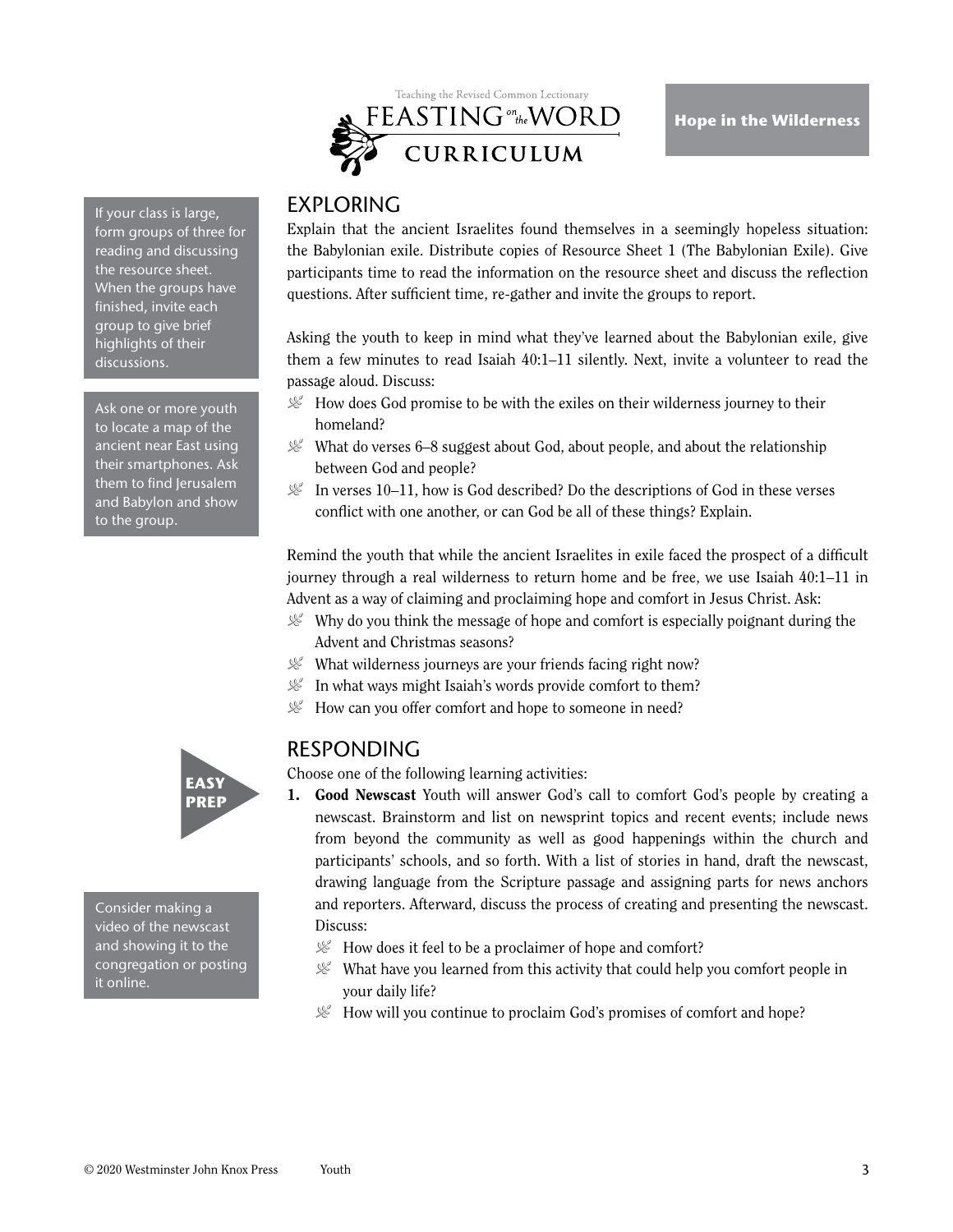## EXPLORING

Explain that the ancient Israelites found themselves in a seemingly hopeless situation: the Babylonian exile. Distribute copies of Resource Sheet 1 (The Babylonian Exile). Give participants time to read the information on the resource sheet and discuss the reflection questions. After sufficient time, re-gather and invite the groups to report.

If your class is large, form groups of three for reading and discussing the resource sheet. When the groups have finished, invite each group to give brief highlights of their discussions.

Asking the youth to keep in mind what they've learned about the Babylonian exile, give them a few minutes to read Isaiah 40:1–11 silently. Next, invite a volunteer to read the passage aloud. Discuss:

- How does God promise to be with the exiles on their wilderness journey to their homeland?
- What do verses 6–8 suggest about God, about people, and about the relationship between God and people?
- In verses 10–11, how is God described? Do the descriptions of God in these verses conflict with one another, or can God be all of these things? Explain.

Ask one or more youth to locate a map of the ancient near East using their smartphones. Ask them to find Jerusalem and Babylon and show to the group.

Remind the youth that while the ancient Israelites in exile faced the prospect of a difficult journey through a real wilderness to return home and be free, we use Isaiah 40:1–11 in Advent as a way of claiming and proclaiming hope and comfort in Jesus Christ. Ask:

- Why do you think the message of hope and comfort is especially poignant during the Advent and Christmas seasons?
- What wilderness journeys are your friends facing right now?
- In what ways might Isaiah's words provide comfort to them?
- How can you offer comfort and hope to someone in need?

## RESPONDING

Choose one of the following learning activities:

**EASY PREP**

1. **Good Newscast** Youth will answer God's call to comfort God's people by creating a newscast. Brainstorm and list on newsprint topics and recent events; include news from beyond the community as well as good happenings within the church and participants' schools, and so forth. With a list of stories in hand, draft the newscast, drawing language from the Scripture passage and assigning parts for news anchors and reporters. Afterward, discuss the process of creating and presenting the newscast. Discuss:
   - How does it feel to be a proclaimer of hope and comfort?
   - What have you learned from this activity that could help you comfort people in your daily life?
   - How will you continue to proclaim God's promises of comfort and hope?

Consider making a video of the newscast and showing it to the congregation or posting it online.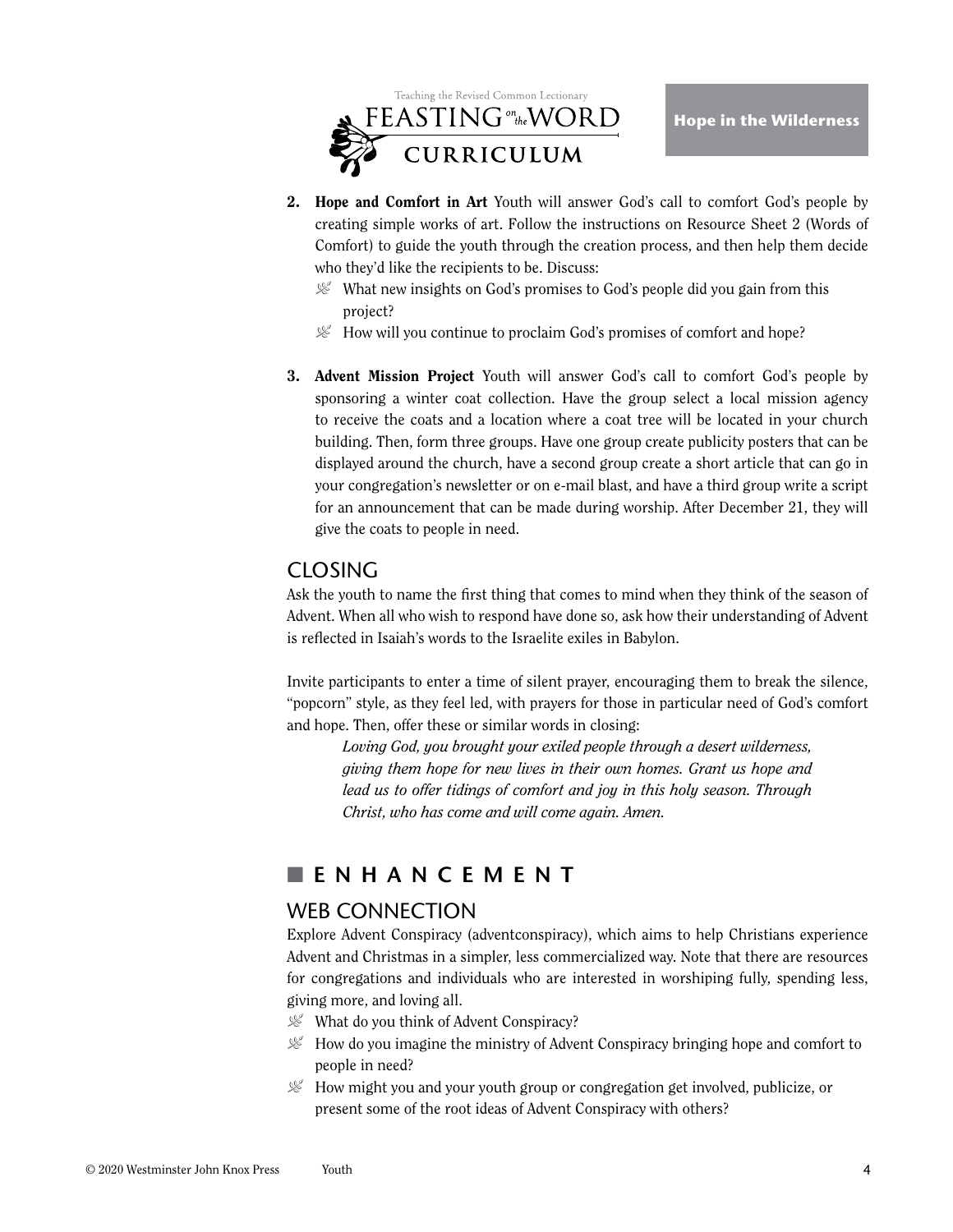2. **Hope and Comfort in Art** Youth will answer God's call to comfort God's people by creating simple works of art. Follow the instructions on Resource Sheet 2 (Words of Comfort) to guide the youth through the creation process, and then help them decide who they'd like the recipients to be. Discuss:
   - What new insights on God's promises to God's people did you gain from this project?
   - How will you continue to proclaim God's promises of comfort and hope?

3. **Advent Mission Project** Youth will answer God's call to comfort God's people by sponsoring a winter coat collection. Have the group select a local mission agency to receive the coats and a location where a coat tree will be located in your church building. Then, form three groups. Have one group create publicity posters that can be displayed around the church, have a second group create a short article that can go in your congregation's newsletter or on e-mail blast, and have a third group write a script for an announcement that can be made during worship. After December 21, they will give the coats to people in need.

## CLOSING

Ask the youth to name the first thing that comes to mind when they think of the season of Advent. When all who wish to respond have done so, ask how their understanding of Advent is reflected in Isaiah's words to the Israelite exiles in Babylon.

Invite participants to enter a time of silent prayer, encouraging them to break the silence, "popcorn" style, as they feel led, with prayers for those in particular need of God's comfort and hope. Then, offer these or similar words in closing:

> *Loving God, you brought your exiled people through a desert wilderness, giving them hope for new lives in their own homes. Grant us hope and lead us to offer tidings of comfort and joy in this holy season. Through Christ, who has come and will come again. Amen.*

# ENHANCEMENT

## WEB CONNECTION

Explore Advent Conspiracy (adventconspiracy), which aims to help Christians experience Advent and Christmas in a simpler, less commercialized way. Note that there are resources for congregations and individuals who are interested in worshiping fully, spending less, giving more, and loving all.

- What do you think of Advent Conspiracy?
- How do you imagine the ministry of Advent Conspiracy bringing hope and comfort to people in need?
- How might you and your youth group or congregation get involved, publicize, or present some of the root ideas of Advent Conspiracy with others?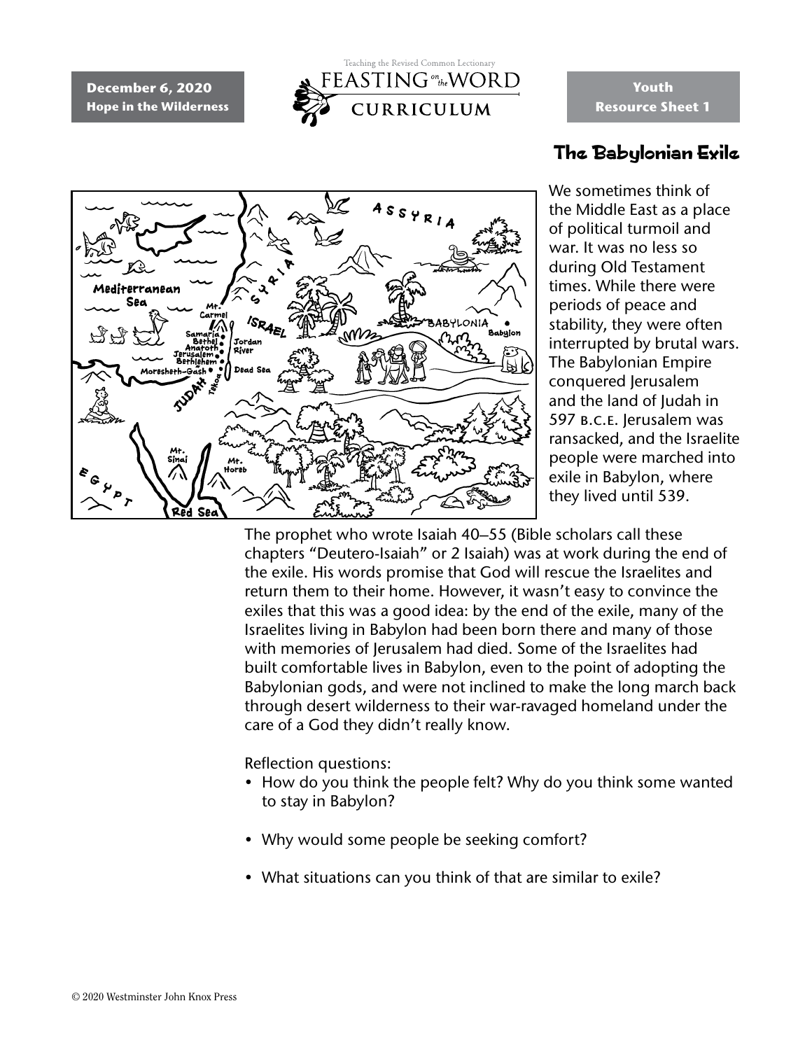December 6, 2020
Hope in the Wilderness

Youth
Resource Sheet 1

## The Babylonian Exile

We sometimes think of the Middle East as a place of political turmoil and war. It was no less so during Old Testament times. While there were periods of peace and stability, they were often interrupted by brutal wars. The Babylonian Empire conquered Jerusalem and the land of Judah in 597 B.C.E. Jerusalem was ransacked, and the Israelite people were marched into exile in Babylon, where they lived until 539.

The prophet who wrote Isaiah 40–55 (Bible scholars call these chapters “Deutero-Isaiah” or 2 Isaiah) was at work during the end of the exile. His words promise that God will rescue the Israelites and return them to their home. However, it wasn’t easy to convince the exiles that this was a good idea: by the end of the exile, many of the Israelites living in Babylon had been born there and many of those with memories of Jerusalem had died. Some of the Israelites had built comfortable lives in Babylon, even to the point of adopting the Babylonian gods, and were not inclined to make the long march back through desert wilderness to their war-ravaged homeland under the care of a God they didn’t really know.

Reflection questions:

- How do you think the people felt? Why do you think some wanted to stay in Babylon?
- Why would some people be seeking comfort?
- What situations can you think of that are similar to exile?

© 2020 Westminster John Knox Press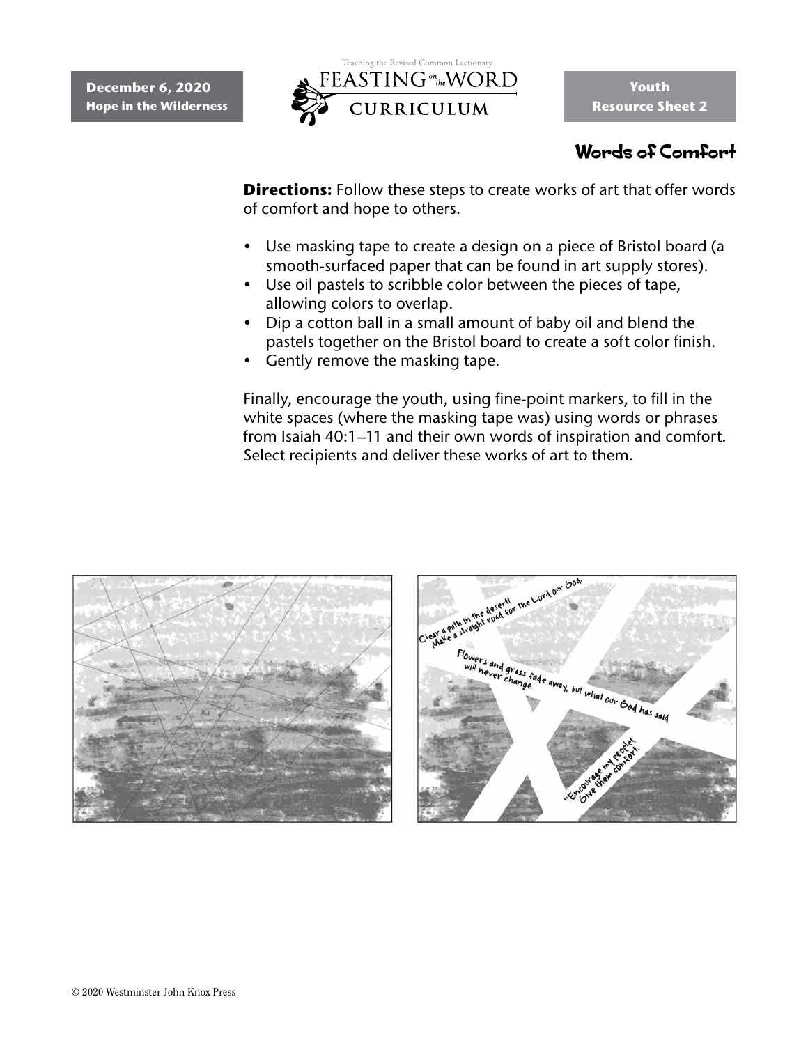## Words of Comfort

**Directions:** Follow these steps to create works of art that offer words of comfort and hope to others.

- Use masking tape to create a design on a piece of Bristol board (a smooth-surfaced paper that can be found in art supply stores).
- Use oil pastels to scribble color between the pieces of tape, allowing colors to overlap.
- Dip a cotton ball in a small amount of baby oil and blend the pastels together on the Bristol board to create a soft color finish.
- Gently remove the masking tape.

Finally, encourage the youth, using fine-point markers, to fill in the white spaces (where the masking tape was) using words or phrases from Isaiah 40:1–11 and their own words of inspiration and comfort. Select recipients and deliver these works of art to them.